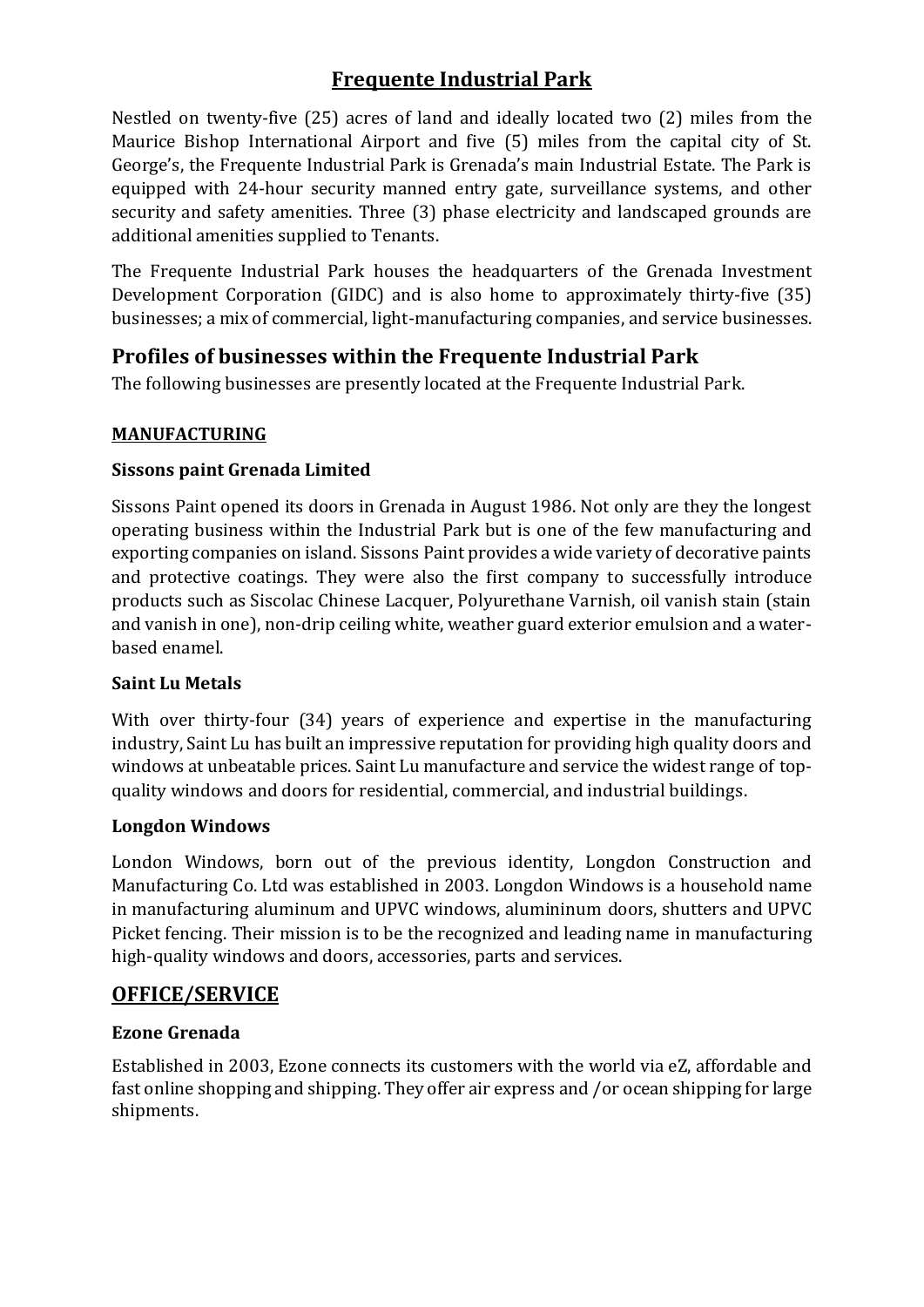# Frequente Industrial Park

Nestled on twenty-five (25) acres of land and ideally located two (2) miles from the Maurice Bishop International Airport and five (5) miles from the capital city of St. George's, the Frequente Industrial Park is Grenada's main Industrial Estate. The Park is equipped with 24-hour security manned entry gate, surveillance systems, and other security and safety amenities. Three (3) phase electricity and landscaped grounds are additional amenities supplied to Tenants.

The Frequente Industrial Park houses the headquarters of the Grenada Investment Development Corporation (GIDC) and is also home to approximately thirty-five (35) businesses; a mix of commercial, light-manufacturing companies, and service businesses.

## Profiles of businesses within the Frequente Industrial Park

The following businesses are presently located at the Frequente Industrial Park.

### MANUFACTURING

**Sissons paint Grenada Limited**

Sissons Paint opened its doors in Grenada in August 1986. Not only are they the longest operating business within the Industrial Park but is one of the few manufacturing and exporting companies on island. Sissons Paint provides a wide variety of decorative paints and protective coatings. They were also the first company to successfully introduce products such as Siscolac Chinese Lacquer, Polyurethane Varnish, oil vanish stain (stain and vanish in one), non-drip ceiling white, weather guard exterior emulsion and a water-based enamel.

**Saint Lu Metals**

With over thirty-four (34) years of experience and expertise in the manufacturing industry, Saint Lu has built an impressive reputation for providing high quality doors and windows at unbeatable prices. Saint Lu manufacture and service the widest range of top-quality windows and doors for residential, commercial, and industrial buildings.

**Longdon Windows**

London Windows, born out of the previous identity, Longdon Construction and Manufacturing Co. Ltd was established in 2003. Longdon Windows is a household name in manufacturing aluminum and UPVC windows, alumininum doors, shutters and UPVC Picket fencing. Their mission is to be the recognized and leading name in manufacturing high-quality windows and doors, accessories, parts and services.

## OFFICE/SERVICE

**Ezone Grenada**

Established in 2003, Ezone connects its customers with the world via eZ, affordable and fast online shopping and shipping. They offer air express and /or ocean shipping for large shipments.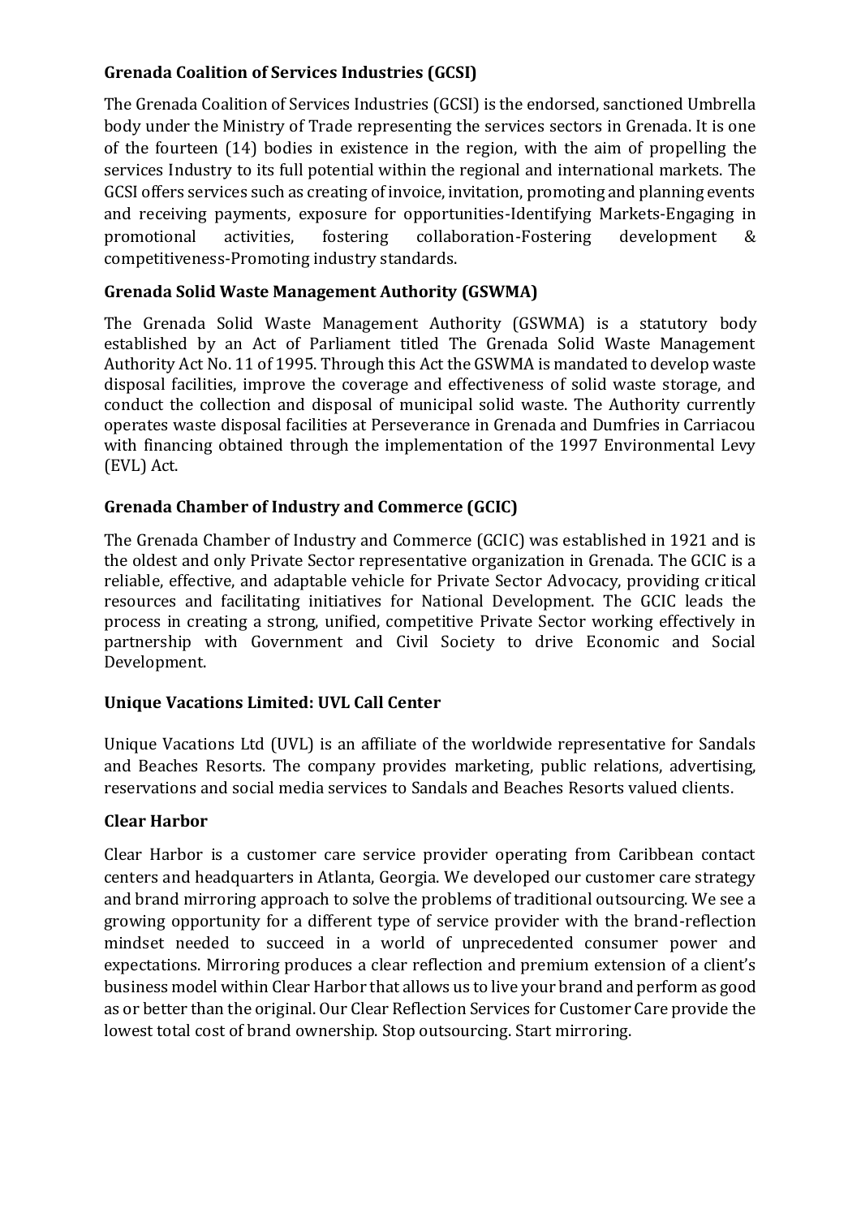### Grenada Coalition of Services Industries (GCSI)

The Grenada Coalition of Services Industries (GCSI) is the endorsed, sanctioned Umbrella body under the Ministry of Trade representing the services sectors in Grenada. It is one of the fourteen (14) bodies in existence in the region, with the aim of propelling the services Industry to its full potential within the regional and international markets. The GCSI offers services such as creating of invoice, invitation, promoting and planning events and receiving payments, exposure for opportunities-Identifying Markets-Engaging in promotional activities, fostering collaboration-Fostering development & competitiveness-Promoting industry standards.

### Grenada Solid Waste Management Authority (GSWMA)

The Grenada Solid Waste Management Authority (GSWMA) is a statutory body established by an Act of Parliament titled The Grenada Solid Waste Management Authority Act No. 11 of 1995. Through this Act the GSWMA is mandated to develop waste disposal facilities, improve the coverage and effectiveness of solid waste storage, and conduct the collection and disposal of municipal solid waste. The Authority currently operates waste disposal facilities at Perseverance in Grenada and Dumfries in Carriacou with financing obtained through the implementation of the 1997 Environmental Levy (EVL) Act.

### Grenada Chamber of Industry and Commerce (GCIC)

The Grenada Chamber of Industry and Commerce (GCIC) was established in 1921 and is the oldest and only Private Sector representative organization in Grenada. The GCIC is a reliable, effective, and adaptable vehicle for Private Sector Advocacy, providing critical resources and facilitating initiatives for National Development. The GCIC leads the process in creating a strong, unified, competitive Private Sector working effectively in partnership with Government and Civil Society to drive Economic and Social Development.

### Unique Vacations Limited: UVL Call Center

Unique Vacations Ltd (UVL) is an affiliate of the worldwide representative for Sandals and Beaches Resorts. The company provides marketing, public relations, advertising, reservations and social media services to Sandals and Beaches Resorts valued clients.

### Clear Harbor

Clear Harbor is a customer care service provider operating from Caribbean contact centers and headquarters in Atlanta, Georgia. We developed our customer care strategy and brand mirroring approach to solve the problems of traditional outsourcing. We see a growing opportunity for a different type of service provider with the brand-reflection mindset needed to succeed in a world of unprecedented consumer power and expectations. Mirroring produces a clear reflection and premium extension of a client's business model within Clear Harbor that allows us to live your brand and perform as good as or better than the original. Our Clear Reflection Services for Customer Care provide the lowest total cost of brand ownership. Stop outsourcing. Start mirroring.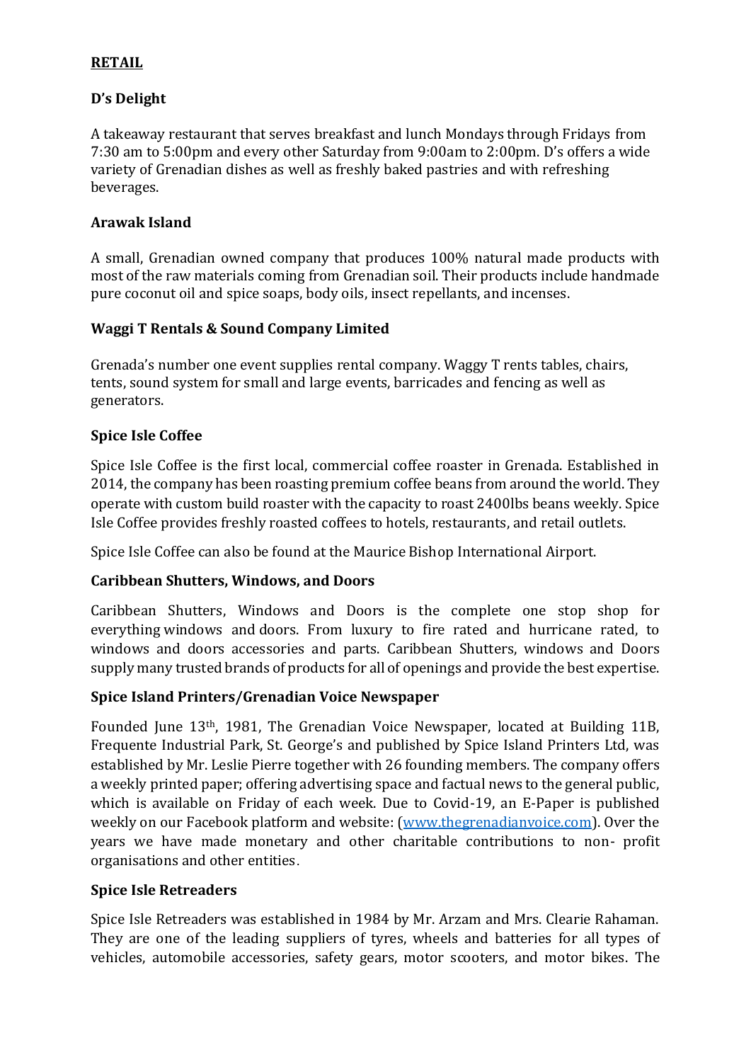**RETAIL**

**D's Delight**

A takeaway restaurant that serves breakfast and lunch Mondays through Fridays from 7:30 am to 5:00pm and every other Saturday from 9:00am to 2:00pm. D's offers a wide variety of Grenadian dishes as well as freshly baked pastries and with refreshing beverages.

**Arawak Island**

A small, Grenadian owned company that produces 100% natural made products with most of the raw materials coming from Grenadian soil. Their products include handmade pure coconut oil and spice soaps, body oils, insect repellants, and incenses.

**Waggi T Rentals & Sound Company Limited**

Grenada's number one event supplies rental company. Waggy T rents tables, chairs, tents, sound system for small and large events, barricades and fencing as well as generators.

**Spice Isle Coffee**

Spice Isle Coffee is the first local, commercial coffee roaster in Grenada. Established in 2014, the company has been roasting premium coffee beans from around the world. They operate with custom build roaster with the capacity to roast 2400lbs beans weekly. Spice Isle Coffee provides freshly roasted coffees to hotels, restaurants, and retail outlets.

Spice Isle Coffee can also be found at the Maurice Bishop International Airport.

**Caribbean Shutters, Windows, and Doors**

Caribbean Shutters, Windows and Doors is the complete one stop shop for everything windows and doors. From luxury to fire rated and hurricane rated, to windows and doors accessories and parts. Caribbean Shutters, windows and Doors supply many trusted brands of products for all of openings and provide the best expertise.

**Spice Island Printers/Grenadian Voice Newspaper**

Founded June 13th, 1981, The Grenadian Voice Newspaper, located at Building 11B, Frequente Industrial Park, St. George's and published by Spice Island Printers Ltd, was established by Mr. Leslie Pierre together with 26 founding members. The company offers a weekly printed paper; offering advertising space and factual news to the general public, which is available on Friday of each week. Due to Covid-19, an E-Paper is published weekly on our Facebook platform and website: (www.thegrenadianvoice.com). Over the years we have made monetary and other charitable contributions to non- profit organisations and other entities.

**Spice Isle Retreaders**

Spice Isle Retreaders was established in 1984 by Mr. Arzam and Mrs. Clearie Rahaman. They are one of the leading suppliers of tyres, wheels and batteries for all types of vehicles, automobile accessories, safety gears, motor scooters, and motor bikes. The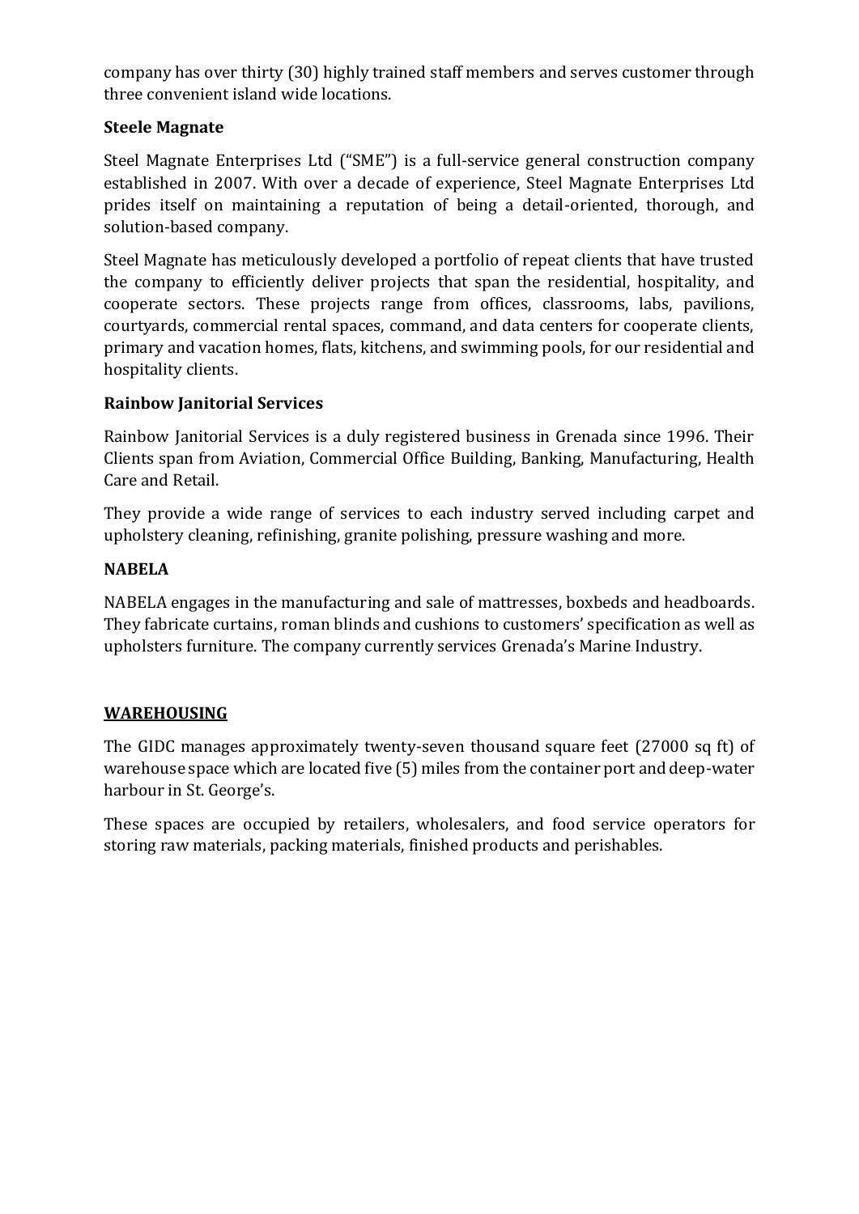company has over thirty (30) highly trained staff members and serves customer through three convenient island wide locations.

**Steele Magnate**

Steel Magnate Enterprises Ltd ("SME") is a full-service general construction company established in 2007. With over a decade of experience, Steel Magnate Enterprises Ltd prides itself on maintaining a reputation of being a detail-oriented, thorough, and solution-based company.

Steel Magnate has meticulously developed a portfolio of repeat clients that have trusted the company to efficiently deliver projects that span the residential, hospitality, and cooperate sectors. These projects range from offices, classrooms, labs, pavilions, courtyards, commercial rental spaces, command, and data centers for cooperate clients, primary and vacation homes, flats, kitchens, and swimming pools, for our residential and hospitality clients.

**Rainbow Janitorial Services**

Rainbow Janitorial Services is a duly registered business in Grenada since 1996. Their Clients span from Aviation, Commercial Office Building, Banking, Manufacturing, Health Care and Retail.

They provide a wide range of services to each industry served including carpet and upholstery cleaning, refinishing, granite polishing, pressure washing and more.

**NABELA**

NABELA engages in the manufacturing and sale of mattresses, boxbeds and headboards. They fabricate curtains, roman blinds and cushions to customers' specification as well as upholsters furniture. The company currently services Grenada's Marine Industry.

## <u>WAREHOUSING</u>

The GIDC manages approximately twenty-seven thousand square feet (27000 sq ft) of warehouse space which are located five (5) miles from the container port and deep-water harbour in St. George's.

These spaces are occupied by retailers, wholesalers, and food service operators for storing raw materials, packing materials, finished products and perishables.